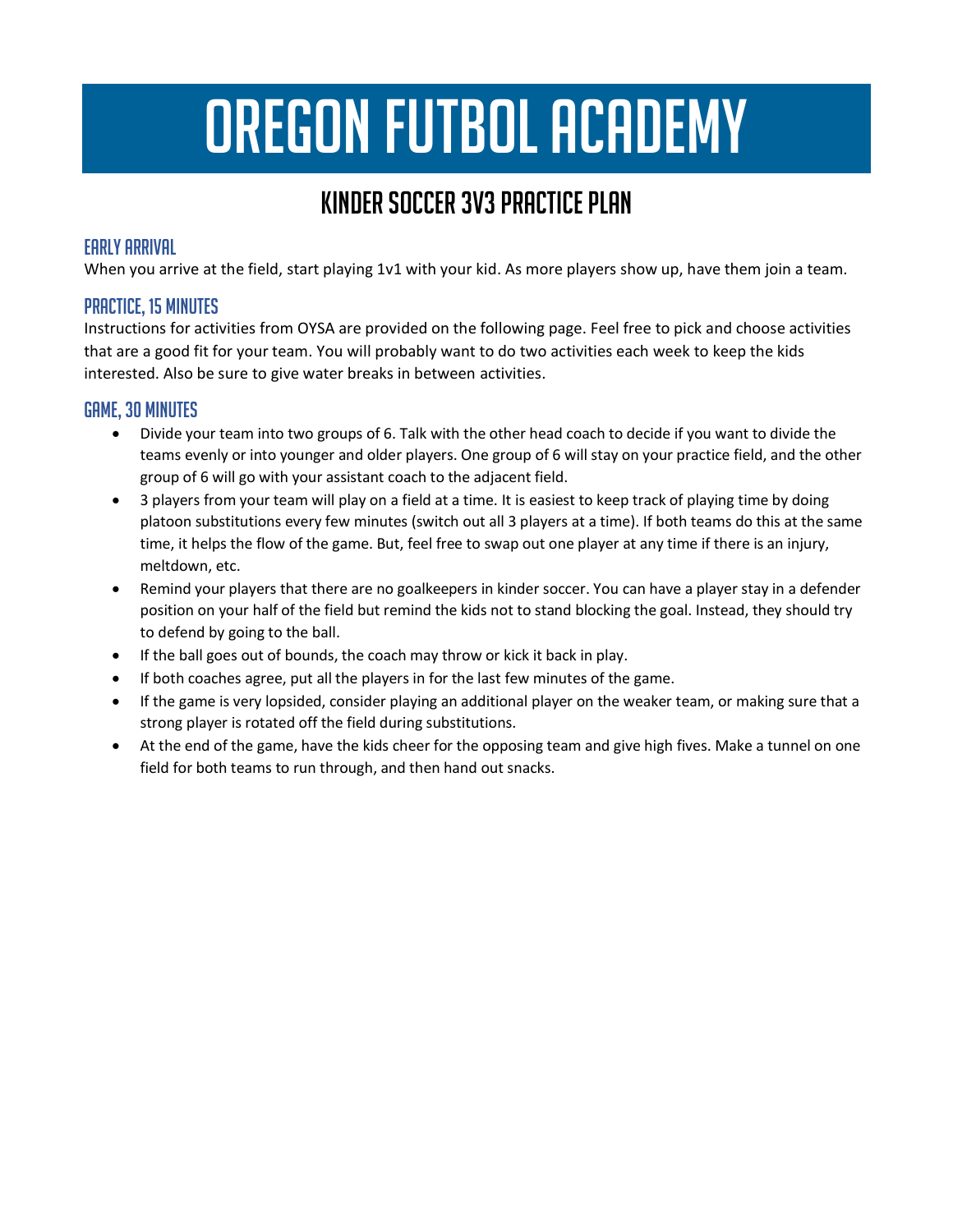# Oregon Futbol Academy

## Kinder Soccer 3v3 Practice Plan

### Early Arrival

When you arrive at the field, start playing 1v1 with your kid. As more players show up, have them join a team.

### Practice, 15 Minutes

Instructions for activities from OYSA are provided on the following page. Feel free to pick and choose activities that are a good fit for your team. You will probably want to do two activities each week to keep the kids interested. Also be sure to give water breaks in between activities.

### Game, 30 Minutes

- Divide your team into two groups of 6. Talk with the other head coach to decide if you want to divide the teams evenly or into younger and older players. One group of 6 will stay on your practice field, and the other group of 6 will go with your assistant coach to the adjacent field.
- 3 players from your team will play on a field at a time. It is easiest to keep track of playing time by doing platoon substitutions every few minutes (switch out all 3 players at a time). If both teams do this at the same time, it helps the flow of the game. But, feel free to swap out one player at any time if there is an injury, meltdown, etc.
- Remind your players that there are no goalkeepers in kinder soccer. You can have a player stay in a defender position on your half of the field but remind the kids not to stand blocking the goal. Instead, they should try to defend by going to the ball.
- If the ball goes out of bounds, the coach may throw or kick it back in play.
- If both coaches agree, put all the players in for the last few minutes of the game.
- If the game is very lopsided, consider playing an additional player on the weaker team, or making sure that a strong player is rotated off the field during substitutions.
- At the end of the game, have the kids cheer for the opposing team and give high fives. Make a tunnel on one field for both teams to run through, and then hand out snacks.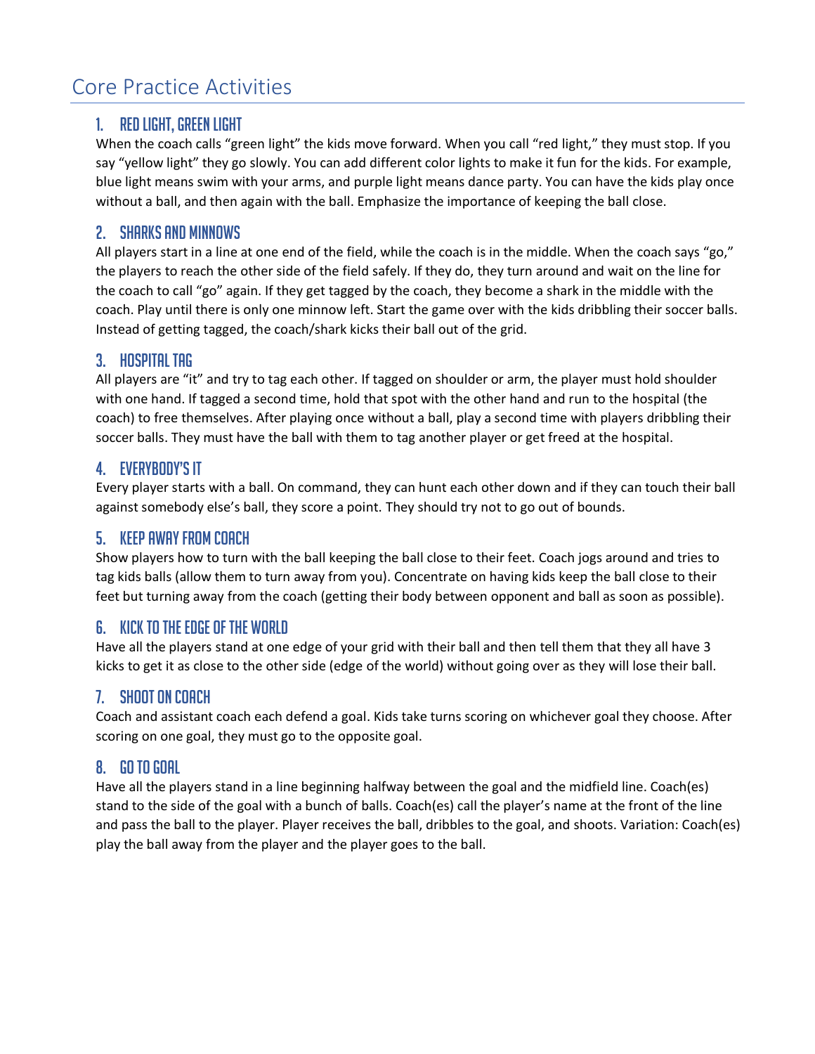# Core Practice Activities

## 1. Red Light, Green Light

When the coach calls "green light" the kids move forward. When you call "red light," they must stop. If you say "yellow light" they go slowly. You can add different color lights to make it fun for the kids. For example, blue light means swim with your arms, and purple light means dance party. You can have the kids play once without a ball, and then again with the ball. Emphasize the importance of keeping the ball close.

## 2. Sharks and Minnows

All players start in a line at one end of the field, while the coach is in the middle. When the coach says "go," the players to reach the other side of the field safely. If they do, they turn around and wait on the line for the coach to call "go" again. If they get tagged by the coach, they become a shark in the middle with the coach. Play until there is only one minnow left. Start the game over with the kids dribbling their soccer balls. Instead of getting tagged, the coach/shark kicks their ball out of the grid.

## 3. Hospital Tag

All players are "it" and try to tag each other. If tagged on shoulder or arm, the player must hold shoulder with one hand. If tagged a second time, hold that spot with the other hand and run to the hospital (the coach) to free themselves. After playing once without a ball, play a second time with players dribbling their soccer balls. They must have the ball with them to tag another player or get freed at the hospital.

## 4. Everybody's It

Every player starts with a ball. On command, they can hunt each other down and if they can touch their ball against somebody else's ball, they score a point. They should try not to go out of bounds.

## 5. Keep Away from Coach

Show players how to turn with the ball keeping the ball close to their feet. Coach jogs around and tries to tag kids balls (allow them to turn away from you). Concentrate on having kids keep the ball close to their feet but turning away from the coach (getting their body between opponent and ball as soon as possible).

## 6. Kick to the Edge of the World

Have all the players stand at one edge of your grid with their ball and then tell them that they all have 3 kicks to get it as close to the other side (edge of the world) without going over as they will lose their ball.

## 7. Shoot on Coach

Coach and assistant coach each defend a goal. Kids take turns scoring on whichever goal they choose. After scoring on one goal, they must go to the opposite goal.

## 8. Go to Goal

Have all the players stand in a line beginning halfway between the goal and the midfield line. Coach(es) stand to the side of the goal with a bunch of balls. Coach(es) call the player's name at the front of the line and pass the ball to the player. Player receives the ball, dribbles to the goal, and shoots. Variation: Coach(es) play the ball away from the player and the player goes to the ball.